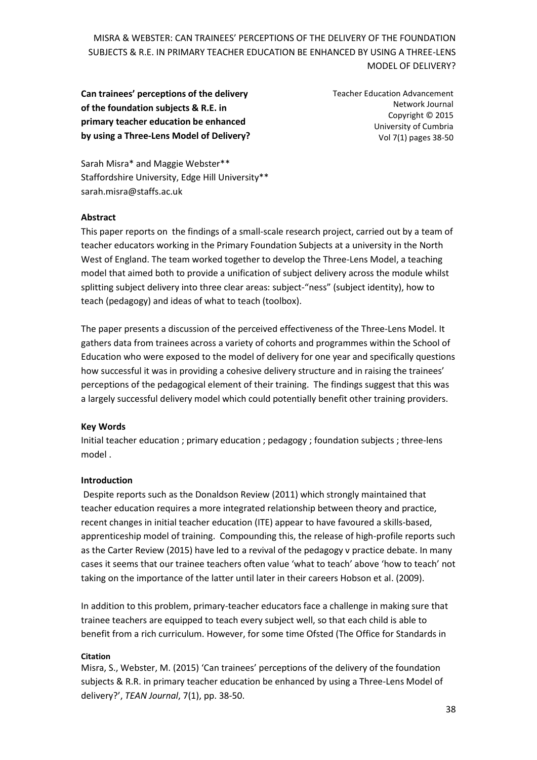**Can trainees' perceptions of the delivery of the foundation subjects & R.E. in primary teacher education be enhanced by using a Three-Lens Model of Delivery?**

Teacher Education Advancement Network Journal
Copyright © 2015
University of Cumbria
Vol 7(1) pages 38-50

Sarah Misra* and Maggie Webster**
Staffordshire University, Edge Hill University**
sarah.misra@staffs.ac.uk

**Abstract**

This paper reports on the findings of a small-scale research project, carried out by a team of teacher educators working in the Primary Foundation Subjects at a university in the North West of England. The team worked together to develop the Three-Lens Model, a teaching model that aimed both to provide a unification of subject delivery across the module whilst splitting subject delivery into three clear areas: subject-"ness" (subject identity), how to teach (pedagogy) and ideas of what to teach (toolbox).

The paper presents a discussion of the perceived effectiveness of the Three-Lens Model. It gathers data from trainees across a variety of cohorts and programmes within the School of Education who were exposed to the model of delivery for one year and specifically questions how successful it was in providing a cohesive delivery structure and in raising the trainees' perceptions of the pedagogical element of their training. The findings suggest that this was a largely successful delivery model which could potentially benefit other training providers.

**Key Words**

Initial teacher education ; primary education ; pedagogy ; foundation subjects ; three-lens model .

**Introduction**

Despite reports such as the Donaldson Review (2011) which strongly maintained that teacher education requires a more integrated relationship between theory and practice, recent changes in initial teacher education (ITE) appear to have favoured a skills-based, apprenticeship model of training. Compounding this, the release of high-profile reports such as the Carter Review (2015) have led to a revival of the pedagogy v practice debate. In many cases it seems that our trainee teachers often value 'what to teach' above 'how to teach' not taking on the importance of the latter until later in their careers Hobson et al. (2009).

In addition to this problem, primary-teacher educators face a challenge in making sure that trainee teachers are equipped to teach every subject well, so that each child is able to benefit from a rich curriculum. However, for some time Ofsted (The Office for Standards in

**Citation**

Misra, S., Webster, M. (2015) 'Can trainees' perceptions of the delivery of the foundation subjects & R.R. in primary teacher education be enhanced by using a Three-Lens Model of delivery?', *TEAN Journal*, 7(1), pp. 38-50.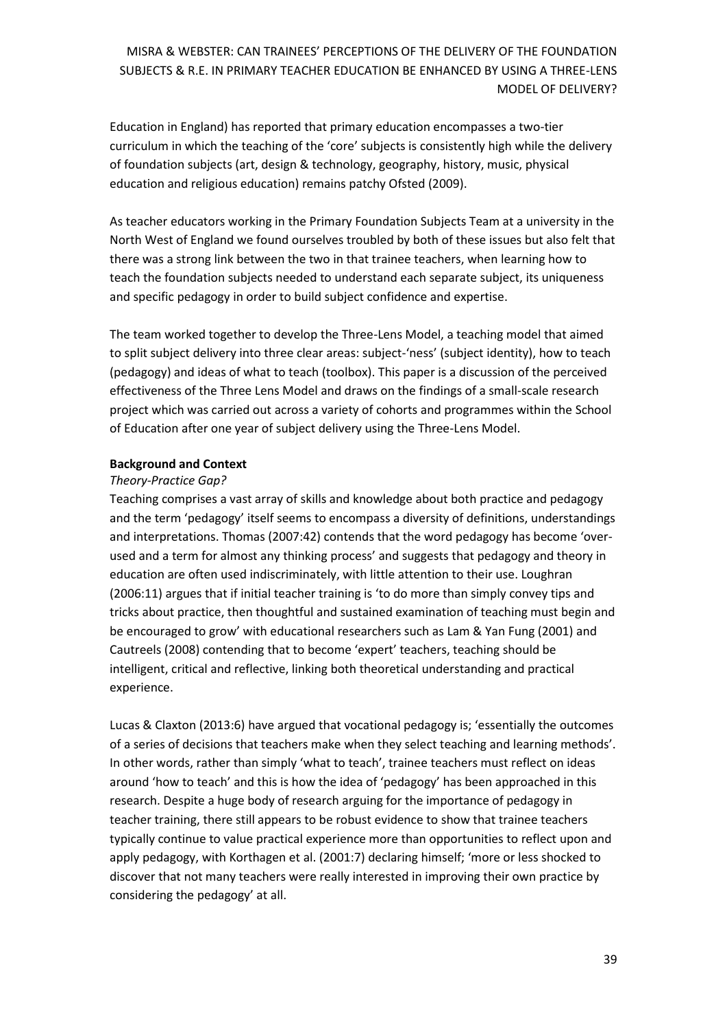Education in England) has reported that primary education encompasses a two-tier curriculum in which the teaching of the 'core' subjects is consistently high while the delivery of foundation subjects (art, design & technology, geography, history, music, physical education and religious education) remains patchy Ofsted (2009).

As teacher educators working in the Primary Foundation Subjects Team at a university in the North West of England we found ourselves troubled by both of these issues but also felt that there was a strong link between the two in that trainee teachers, when learning how to teach the foundation subjects needed to understand each separate subject, its uniqueness and specific pedagogy in order to build subject confidence and expertise.

The team worked together to develop the Three-Lens Model, a teaching model that aimed to split subject delivery into three clear areas: subject-'ness' (subject identity), how to teach (pedagogy) and ideas of what to teach (toolbox). This paper is a discussion of the perceived effectiveness of the Three Lens Model and draws on the findings of a small-scale research project which was carried out across a variety of cohorts and programmes within the School of Education after one year of subject delivery using the Three-Lens Model.

**Background and Context**

*Theory-Practice Gap?*

Teaching comprises a vast array of skills and knowledge about both practice and pedagogy and the term 'pedagogy' itself seems to encompass a diversity of definitions, understandings and interpretations. Thomas (2007:42) contends that the word pedagogy has become 'over-used and a term for almost any thinking process' and suggests that pedagogy and theory in education are often used indiscriminately, with little attention to their use. Loughran (2006:11) argues that if initial teacher training is 'to do more than simply convey tips and tricks about practice, then thoughtful and sustained examination of teaching must begin and be encouraged to grow' with educational researchers such as Lam & Yan Fung (2001) and Cautreels (2008) contending that to become 'expert' teachers, teaching should be intelligent, critical and reflective, linking both theoretical understanding and practical experience.

Lucas & Claxton (2013:6) have argued that vocational pedagogy is; 'essentially the outcomes of a series of decisions that teachers make when they select teaching and learning methods'. In other words, rather than simply 'what to teach', trainee teachers must reflect on ideas around 'how to teach' and this is how the idea of 'pedagogy' has been approached in this research. Despite a huge body of research arguing for the importance of pedagogy in teacher training, there still appears to be robust evidence to show that trainee teachers typically continue to value practical experience more than opportunities to reflect upon and apply pedagogy, with Korthagen et al. (2001:7) declaring himself; 'more or less shocked to discover that not many teachers were really interested in improving their own practice by considering the pedagogy' at all.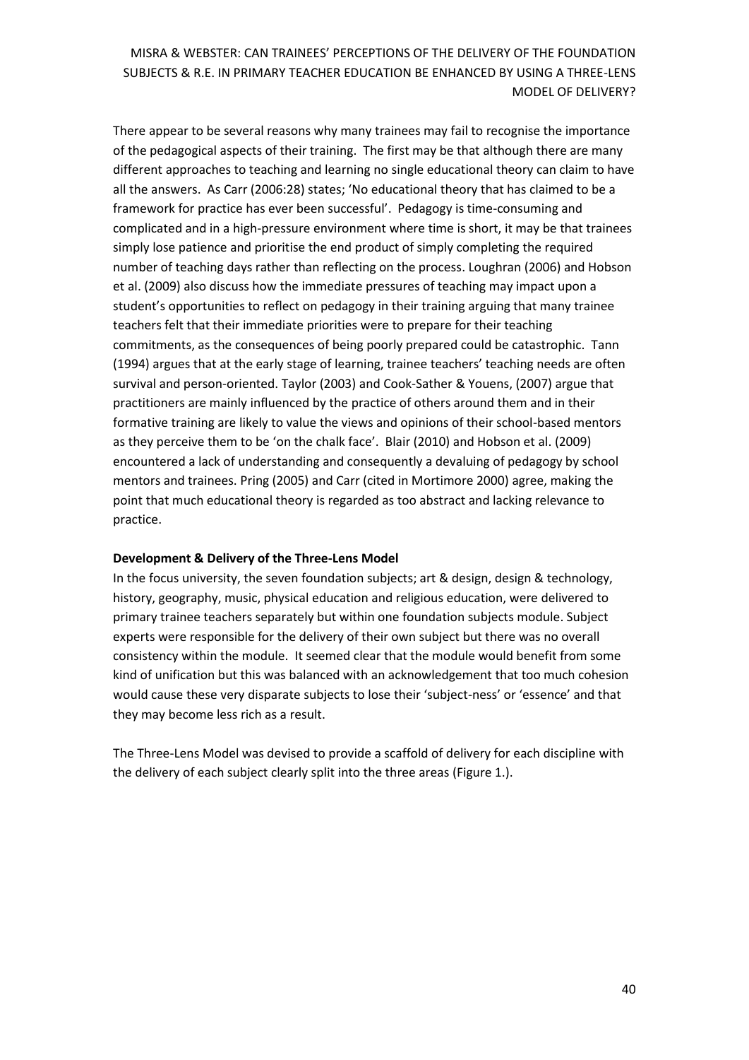There appear to be several reasons why many trainees may fail to recognise the importance of the pedagogical aspects of their training. The first may be that although there are many different approaches to teaching and learning no single educational theory can claim to have all the answers. As Carr (2006:28) states; 'No educational theory that has claimed to be a framework for practice has ever been successful'. Pedagogy is time-consuming and complicated and in a high-pressure environment where time is short, it may be that trainees simply lose patience and prioritise the end product of simply completing the required number of teaching days rather than reflecting on the process. Loughran (2006) and Hobson et al. (2009) also discuss how the immediate pressures of teaching may impact upon a student's opportunities to reflect on pedagogy in their training arguing that many trainee teachers felt that their immediate priorities were to prepare for their teaching commitments, as the consequences of being poorly prepared could be catastrophic. Tann (1994) argues that at the early stage of learning, trainee teachers' teaching needs are often survival and person-oriented. Taylor (2003) and Cook-Sather & Youens, (2007) argue that practitioners are mainly influenced by the practice of others around them and in their formative training are likely to value the views and opinions of their school-based mentors as they perceive them to be 'on the chalk face'. Blair (2010) and Hobson et al. (2009) encountered a lack of understanding and consequently a devaluing of pedagogy by school mentors and trainees. Pring (2005) and Carr (cited in Mortimore 2000) agree, making the point that much educational theory is regarded as too abstract and lacking relevance to practice.

**Development & Delivery of the Three-Lens Model**

In the focus university, the seven foundation subjects; art & design, design & technology, history, geography, music, physical education and religious education, were delivered to primary trainee teachers separately but within one foundation subjects module. Subject experts were responsible for the delivery of their own subject but there was no overall consistency within the module. It seemed clear that the module would benefit from some kind of unification but this was balanced with an acknowledgement that too much cohesion would cause these very disparate subjects to lose their 'subject-ness' or 'essence' and that they may become less rich as a result.

The Three-Lens Model was devised to provide a scaffold of delivery for each discipline with the delivery of each subject clearly split into the three areas (Figure 1.).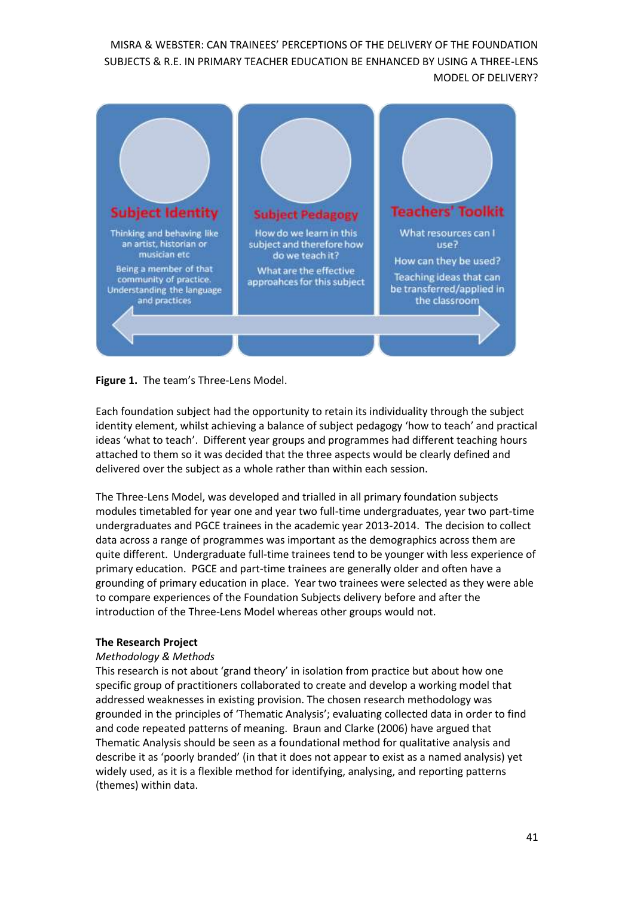**Subject Identity**

Thinking and behaving like an artist, historian or musician etc

Being a member of that community of practice. Understanding the language and practices

**Subject Pedagogy**

How do we learn in this subject and therefore how do we teach it?

What are the effective approahces for this subject

**Teachers' Toolkit**

What resources can I use?

How can they be used?

Teaching ideas that can be transferred/applied in the classroom

**Figure 1.** The team's Three-Lens Model.

Each foundation subject had the opportunity to retain its individuality through the subject identity element, whilst achieving a balance of subject pedagogy 'how to teach' and practical ideas 'what to teach'. Different year groups and programmes had different teaching hours attached to them so it was decided that the three aspects would be clearly defined and delivered over the subject as a whole rather than within each session.

The Three-Lens Model, was developed and trialled in all primary foundation subjects modules timetabled for year one and year two full-time undergraduates, year two part-time undergraduates and PGCE trainees in the academic year 2013-2014. The decision to collect data across a range of programmes was important as the demographics across them are quite different. Undergraduate full-time trainees tend to be younger with less experience of primary education. PGCE and part-time trainees are generally older and often have a grounding of primary education in place. Year two trainees were selected as they were able to compare experiences of the Foundation Subjects delivery before and after the introduction of the Three-Lens Model whereas other groups would not.

**The Research Project**

*Methodology & Methods*

This research is not about 'grand theory' in isolation from practice but about how one specific group of practitioners collaborated to create and develop a working model that addressed weaknesses in existing provision. The chosen research methodology was grounded in the principles of 'Thematic Analysis'; evaluating collected data in order to find and code repeated patterns of meaning. Braun and Clarke (2006) have argued that Thematic Analysis should be seen as a foundational method for qualitative analysis and describe it as 'poorly branded' (in that it does not appear to exist as a named analysis) yet widely used, as it is a flexible method for identifying, analysing, and reporting patterns (themes) within data.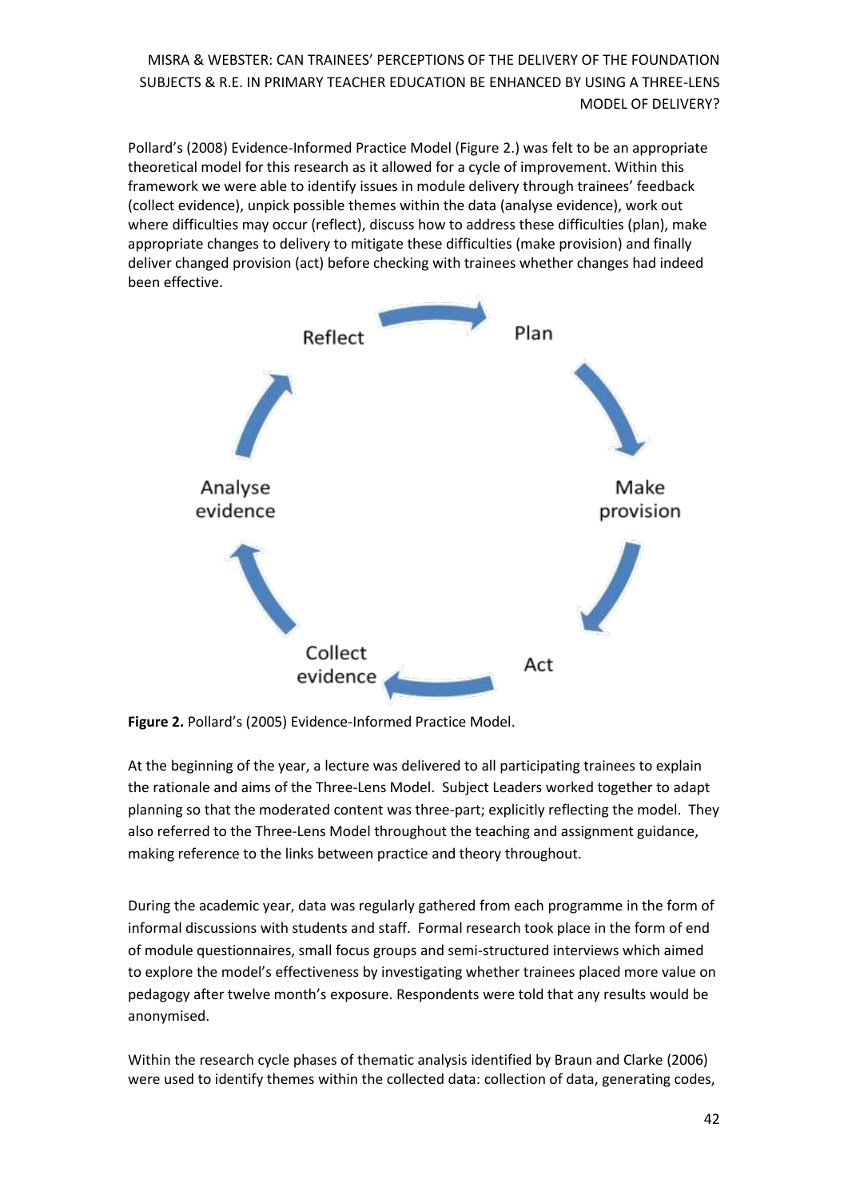Pollard's (2008) Evidence-Informed Practice Model (Figure 2.) was felt to be an appropriate theoretical model for this research as it allowed for a cycle of improvement. Within this framework we were able to identify issues in module delivery through trainees' feedback (collect evidence), unpick possible themes within the data (analyse evidence), work out where difficulties may occur (reflect), discuss how to address these difficulties (plan), make appropriate changes to delivery to mitigate these difficulties (make provision) and finally deliver changed provision (act) before checking with trainees whether changes had indeed been effective.

Reflect → Plan → Make provision → Act → Collect evidence → Analyse evidence → Reflect

**Figure 2.** Pollard's (2005) Evidence-Informed Practice Model.

At the beginning of the year, a lecture was delivered to all participating trainees to explain the rationale and aims of the Three-Lens Model. Subject Leaders worked together to adapt planning so that the moderated content was three-part; explicitly reflecting the model. They also referred to the Three-Lens Model throughout the teaching and assignment guidance, making reference to the links between practice and theory throughout.

During the academic year, data was regularly gathered from each programme in the form of informal discussions with students and staff. Formal research took place in the form of end of module questionnaires, small focus groups and semi-structured interviews which aimed to explore the model's effectiveness by investigating whether trainees placed more value on pedagogy after twelve month's exposure. Respondents were told that any results would be anonymised.

Within the research cycle phases of thematic analysis identified by Braun and Clarke (2006) were used to identify themes within the collected data: collection of data, generating codes,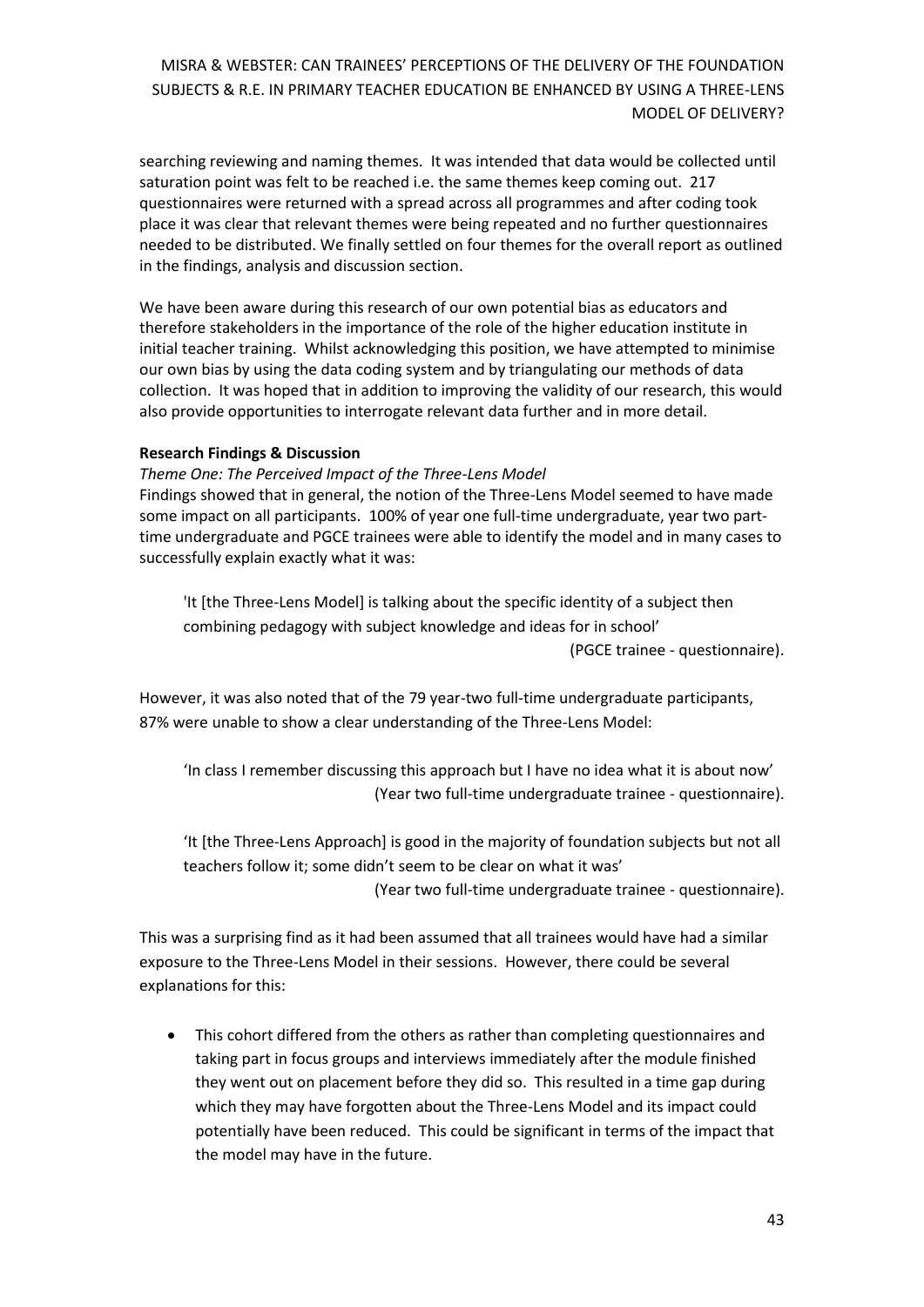searching reviewing and naming themes. It was intended that data would be collected until saturation point was felt to be reached i.e. the same themes keep coming out. 217 questionnaires were returned with a spread across all programmes and after coding took place it was clear that relevant themes were being repeated and no further questionnaires needed to be distributed. We finally settled on four themes for the overall report as outlined in the findings, analysis and discussion section.

We have been aware during this research of our own potential bias as educators and therefore stakeholders in the importance of the role of the higher education institute in initial teacher training. Whilst acknowledging this position, we have attempted to minimise our own bias by using the data coding system and by triangulating our methods of data collection. It was hoped that in addition to improving the validity of our research, this would also provide opportunities to interrogate relevant data further and in more detail.

**Research Findings & Discussion**

*Theme One: The Perceived Impact of the Three-Lens Model*

Findings showed that in general, the notion of the Three-Lens Model seemed to have made some impact on all participants. 100% of year one full-time undergraduate, year two part-time undergraduate and PGCE trainees were able to identify the model and in many cases to successfully explain exactly what it was:

> 'It [the Three-Lens Model] is talking about the specific identity of a subject then combining pedagogy with subject knowledge and ideas for in school'
>
> (PGCE trainee - questionnaire).

However, it was also noted that of the 79 year-two full-time undergraduate participants, 87% were unable to show a clear understanding of the Three-Lens Model:

> 'In class I remember discussing this approach but I have no idea what it is about now'
>
> (Year two full-time undergraduate trainee - questionnaire).

> 'It [the Three-Lens Approach] is good in the majority of foundation subjects but not all teachers follow it; some didn't seem to be clear on what it was'
>
> (Year two full-time undergraduate trainee - questionnaire).

This was a surprising find as it had been assumed that all trainees would have had a similar exposure to the Three-Lens Model in their sessions. However, there could be several explanations for this:

- This cohort differed from the others as rather than completing questionnaires and taking part in focus groups and interviews immediately after the module finished they went out on placement before they did so. This resulted in a time gap during which they may have forgotten about the Three-Lens Model and its impact could potentially have been reduced. This could be significant in terms of the impact that the model may have in the future.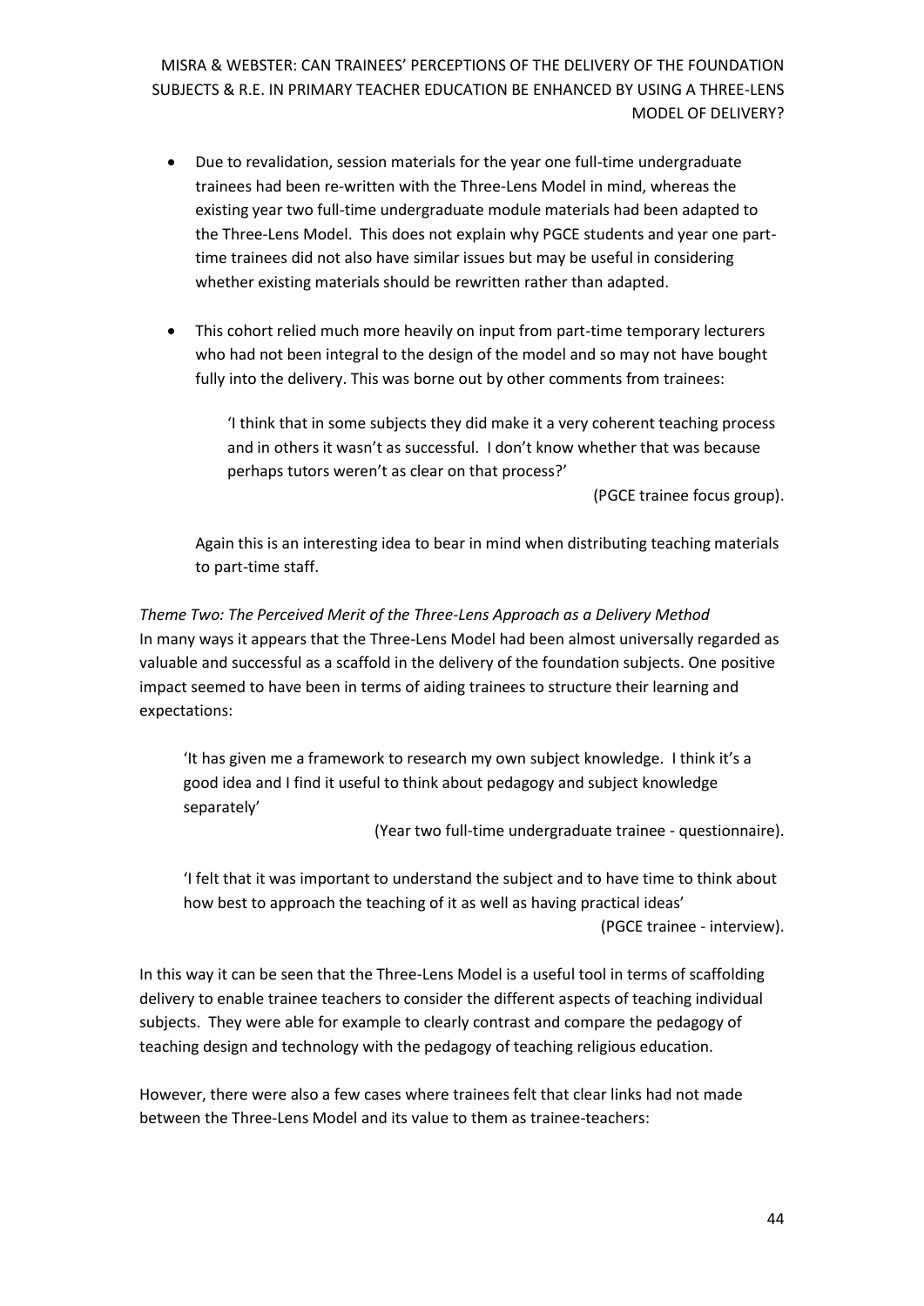- Due to revalidation, session materials for the year one full-time undergraduate trainees had been re-written with the Three-Lens Model in mind, whereas the existing year two full-time undergraduate module materials had been adapted to the Three-Lens Model. This does not explain why PGCE students and year one part-time trainees did not also have similar issues but may be useful in considering whether existing materials should be rewritten rather than adapted.

- This cohort relied much more heavily on input from part-time temporary lecturers who had not been integral to the design of the model and so may not have bought fully into the delivery. This was borne out by other comments from trainees:

  > 'I think that in some subjects they did make it a very coherent teaching process and in others it wasn't as successful. I don't know whether that was because perhaps tutors weren't as clear on that process?'
  >
  > (PGCE trainee focus group).

  Again this is an interesting idea to bear in mind when distributing teaching materials to part-time staff.

*Theme Two: The Perceived Merit of the Three-Lens Approach as a Delivery Method*

In many ways it appears that the Three-Lens Model had been almost universally regarded as valuable and successful as a scaffold in the delivery of the foundation subjects. One positive impact seemed to have been in terms of aiding trainees to structure their learning and expectations:

> 'It has given me a framework to research my own subject knowledge. I think it's a good idea and I find it useful to think about pedagogy and subject knowledge separately'
>
> (Year two full-time undergraduate trainee - questionnaire).

> 'I felt that it was important to understand the subject and to have time to think about how best to approach the teaching of it as well as having practical ideas'
>
> (PGCE trainee - interview).

In this way it can be seen that the Three-Lens Model is a useful tool in terms of scaffolding delivery to enable trainee teachers to consider the different aspects of teaching individual subjects. They were able for example to clearly contrast and compare the pedagogy of teaching design and technology with the pedagogy of teaching religious education.

However, there were also a few cases where trainees felt that clear links had not made between the Three-Lens Model and its value to them as trainee-teachers: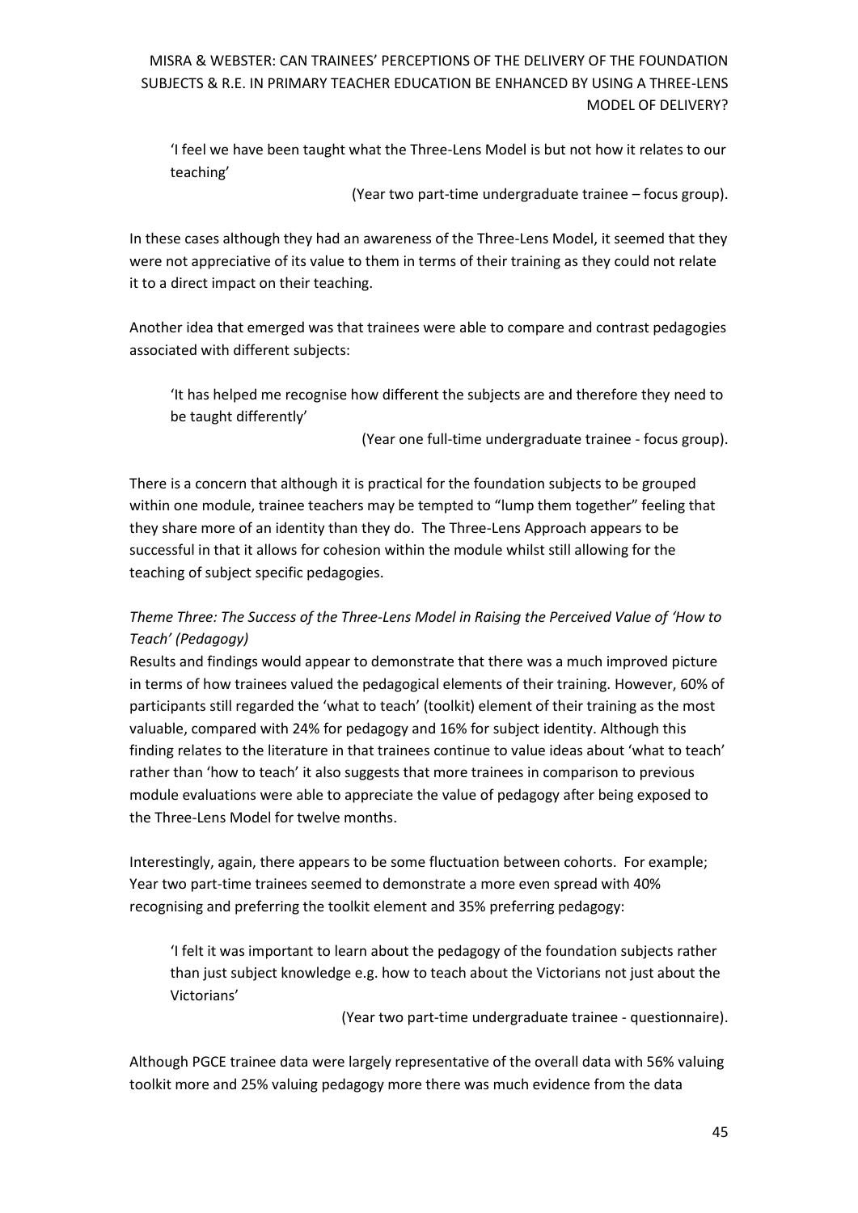> 'I feel we have been taught what the Three-Lens Model is but not how it relates to our teaching'
>
> (Year two part-time undergraduate trainee – focus group).

In these cases although they had an awareness of the Three-Lens Model, it seemed that they were not appreciative of its value to them in terms of their training as they could not relate it to a direct impact on their teaching.

Another idea that emerged was that trainees were able to compare and contrast pedagogies associated with different subjects:

> 'It has helped me recognise how different the subjects are and therefore they need to be taught differently'
>
> (Year one full-time undergraduate trainee - focus group).

There is a concern that although it is practical for the foundation subjects to be grouped within one module, trainee teachers may be tempted to "lump them together" feeling that they share more of an identity than they do. The Three-Lens Approach appears to be successful in that it allows for cohesion within the module whilst still allowing for the teaching of subject specific pedagogies.

*Theme Three: The Success of the Three-Lens Model in Raising the Perceived Value of 'How to Teach' (Pedagogy)*

Results and findings would appear to demonstrate that there was a much improved picture in terms of how trainees valued the pedagogical elements of their training. However, 60% of participants still regarded the 'what to teach' (toolkit) element of their training as the most valuable, compared with 24% for pedagogy and 16% for subject identity. Although this finding relates to the literature in that trainees continue to value ideas about 'what to teach' rather than 'how to teach' it also suggests that more trainees in comparison to previous module evaluations were able to appreciate the value of pedagogy after being exposed to the Three-Lens Model for twelve months.

Interestingly, again, there appears to be some fluctuation between cohorts. For example; Year two part-time trainees seemed to demonstrate a more even spread with 40% recognising and preferring the toolkit element and 35% preferring pedagogy:

> 'I felt it was important to learn about the pedagogy of the foundation subjects rather than just subject knowledge e.g. how to teach about the Victorians not just about the Victorians'
>
> (Year two part-time undergraduate trainee - questionnaire).

Although PGCE trainee data were largely representative of the overall data with 56% valuing toolkit more and 25% valuing pedagogy more there was much evidence from the data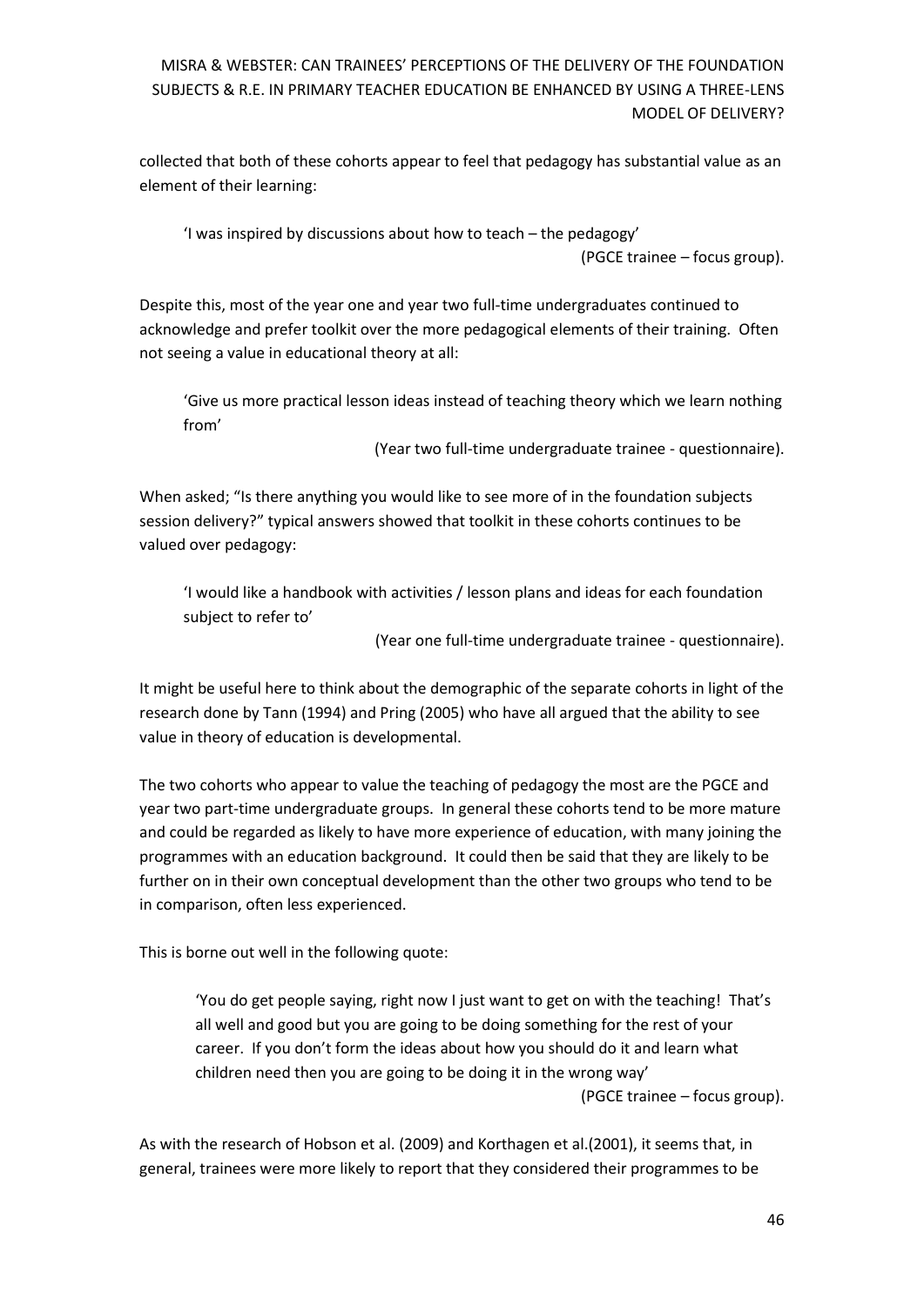collected that both of these cohorts appear to feel that pedagogy has substantial value as an element of their learning:

> 'I was inspired by discussions about how to teach – the pedagogy'
>
> (PGCE trainee – focus group).

Despite this, most of the year one and year two full-time undergraduates continued to acknowledge and prefer toolkit over the more pedagogical elements of their training. Often not seeing a value in educational theory at all:

> 'Give us more practical lesson ideas instead of teaching theory which we learn nothing from'
>
> (Year two full-time undergraduate trainee - questionnaire).

When asked; "Is there anything you would like to see more of in the foundation subjects session delivery?" typical answers showed that toolkit in these cohorts continues to be valued over pedagogy:

> 'I would like a handbook with activities / lesson plans and ideas for each foundation subject to refer to'
>
> (Year one full-time undergraduate trainee - questionnaire).

It might be useful here to think about the demographic of the separate cohorts in light of the research done by Tann (1994) and Pring (2005) who have all argued that the ability to see value in theory of education is developmental.

The two cohorts who appear to value the teaching of pedagogy the most are the PGCE and year two part-time undergraduate groups. In general these cohorts tend to be more mature and could be regarded as likely to have more experience of education, with many joining the programmes with an education background. It could then be said that they are likely to be further on in their own conceptual development than the other two groups who tend to be in comparison, often less experienced.

This is borne out well in the following quote:

> 'You do get people saying, right now I just want to get on with the teaching! That's all well and good but you are going to be doing something for the rest of your career. If you don't form the ideas about how you should do it and learn what children need then you are going to be doing it in the wrong way'
>
> (PGCE trainee – focus group).

As with the research of Hobson et al. (2009) and Korthagen et al.(2001), it seems that, in general, trainees were more likely to report that they considered their programmes to be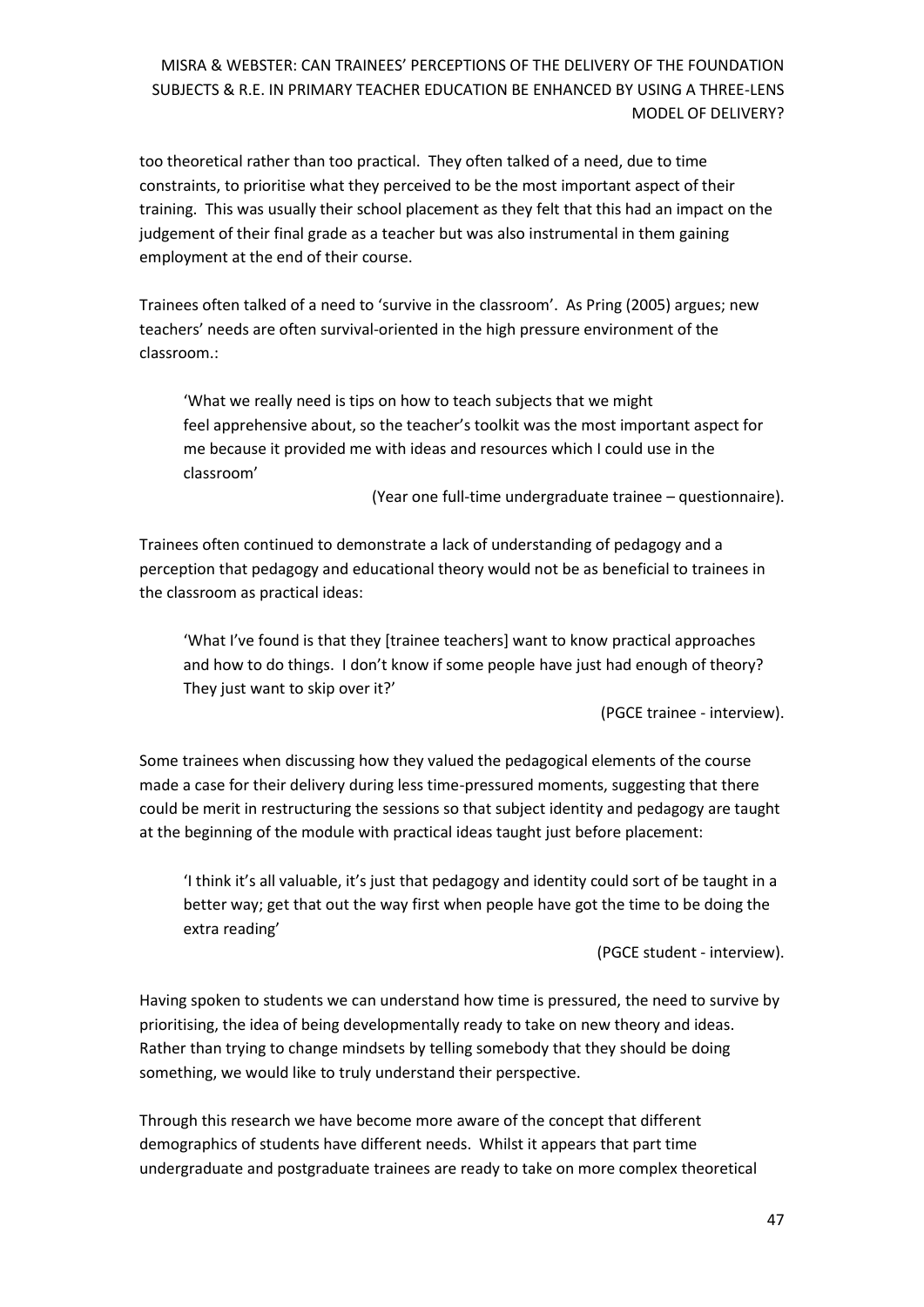too theoretical rather than too practical. They often talked of a need, due to time constraints, to prioritise what they perceived to be the most important aspect of their training. This was usually their school placement as they felt that this had an impact on the judgement of their final grade as a teacher but was also instrumental in them gaining employment at the end of their course.

Trainees often talked of a need to 'survive in the classroom'. As Pring (2005) argues; new teachers' needs are often survival-oriented in the high pressure environment of the classroom.:

> 'What we really need is tips on how to teach subjects that we might feel apprehensive about, so the teacher's toolkit was the most important aspect for me because it provided me with ideas and resources which I could use in the classroom'
>
> (Year one full-time undergraduate trainee – questionnaire).

Trainees often continued to demonstrate a lack of understanding of pedagogy and a perception that pedagogy and educational theory would not be as beneficial to trainees in the classroom as practical ideas:

> 'What I've found is that they [trainee teachers] want to know practical approaches and how to do things. I don't know if some people have just had enough of theory? They just want to skip over it?'
>
> (PGCE trainee - interview).

Some trainees when discussing how they valued the pedagogical elements of the course made a case for their delivery during less time-pressured moments, suggesting that there could be merit in restructuring the sessions so that subject identity and pedagogy are taught at the beginning of the module with practical ideas taught just before placement:

> 'I think it's all valuable, it's just that pedagogy and identity could sort of be taught in a better way; get that out the way first when people have got the time to be doing the extra reading'
>
> (PGCE student - interview).

Having spoken to students we can understand how time is pressured, the need to survive by prioritising, the idea of being developmentally ready to take on new theory and ideas. Rather than trying to change mindsets by telling somebody that they should be doing something, we would like to truly understand their perspective.

Through this research we have become more aware of the concept that different demographics of students have different needs. Whilst it appears that part time undergraduate and postgraduate trainees are ready to take on more complex theoretical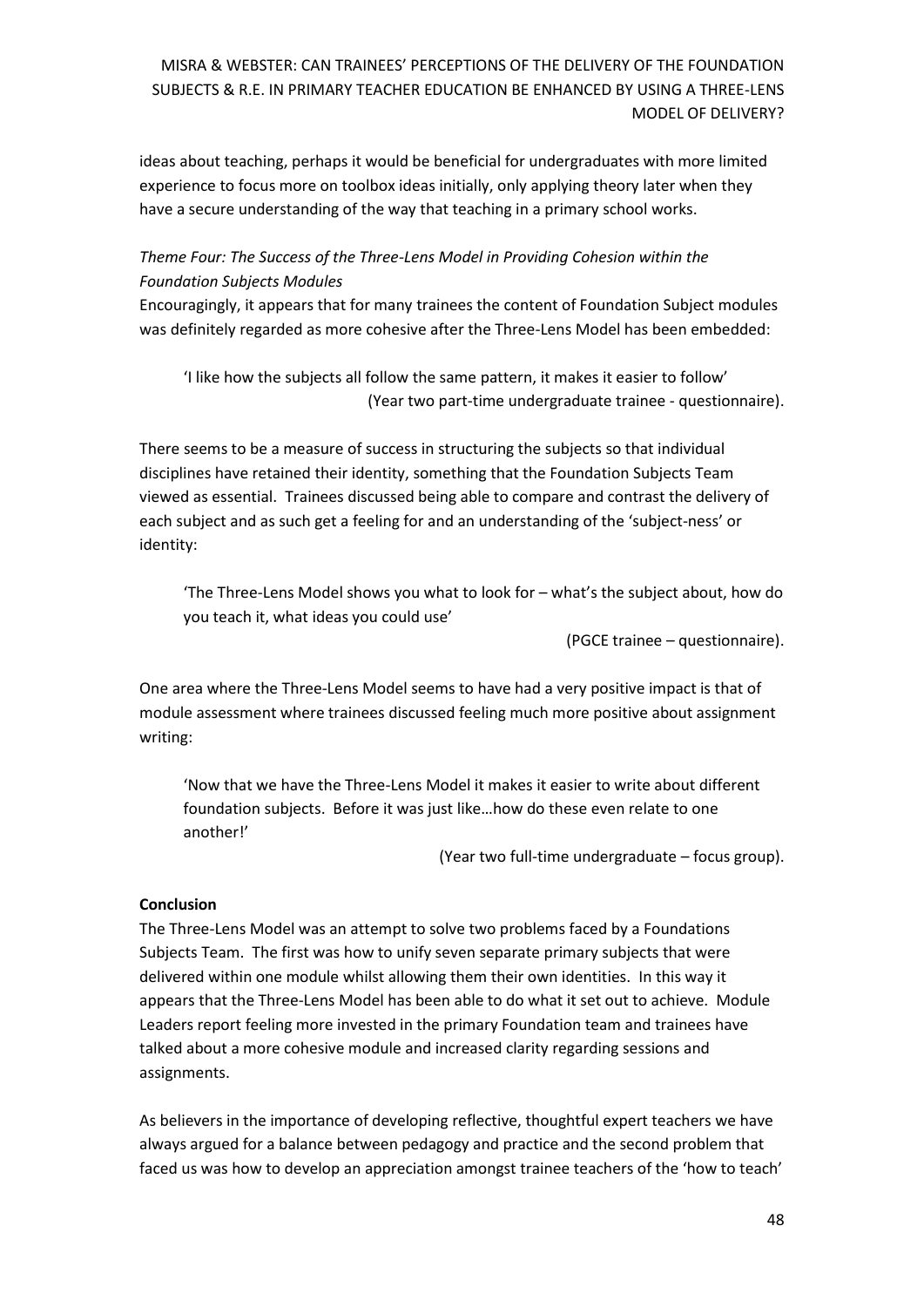ideas about teaching, perhaps it would be beneficial for undergraduates with more limited experience to focus more on toolbox ideas initially, only applying theory later when they have a secure understanding of the way that teaching in a primary school works.

*Theme Four: The Success of the Three-Lens Model in Providing Cohesion within the Foundation Subjects Modules*

Encouragingly, it appears that for many trainees the content of Foundation Subject modules was definitely regarded as more cohesive after the Three-Lens Model has been embedded:

> 'I like how the subjects all follow the same pattern, it makes it easier to follow'
> (Year two part-time undergraduate trainee - questionnaire).

There seems to be a measure of success in structuring the subjects so that individual disciplines have retained their identity, something that the Foundation Subjects Team viewed as essential. Trainees discussed being able to compare and contrast the delivery of each subject and as such get a feeling for and an understanding of the 'subject-ness' or identity:

> 'The Three-Lens Model shows you what to look for – what's the subject about, how do you teach it, what ideas you could use'
> (PGCE trainee – questionnaire).

One area where the Three-Lens Model seems to have had a very positive impact is that of module assessment where trainees discussed feeling much more positive about assignment writing:

> 'Now that we have the Three-Lens Model it makes it easier to write about different foundation subjects. Before it was just like…how do these even relate to one another!'
> (Year two full-time undergraduate – focus group).

**Conclusion**

The Three-Lens Model was an attempt to solve two problems faced by a Foundations Subjects Team. The first was how to unify seven separate primary subjects that were delivered within one module whilst allowing them their own identities. In this way it appears that the Three-Lens Model has been able to do what it set out to achieve. Module Leaders report feeling more invested in the primary Foundation team and trainees have talked about a more cohesive module and increased clarity regarding sessions and assignments.

As believers in the importance of developing reflective, thoughtful expert teachers we have always argued for a balance between pedagogy and practice and the second problem that faced us was how to develop an appreciation amongst trainee teachers of the 'how to teach'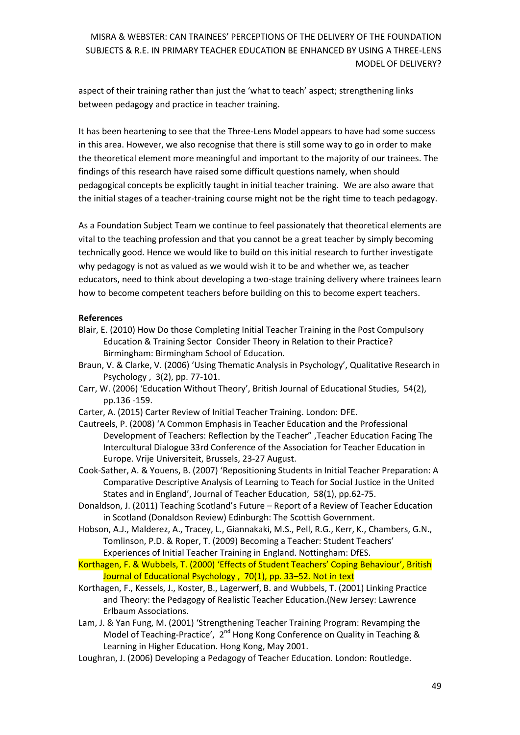aspect of their training rather than just the 'what to teach' aspect; strengthening links between pedagogy and practice in teacher training.

It has been heartening to see that the Three-Lens Model appears to have had some success in this area. However, we also recognise that there is still some way to go in order to make the theoretical element more meaningful and important to the majority of our trainees. The findings of this research have raised some difficult questions namely, when should pedagogical concepts be explicitly taught in initial teacher training. We are also aware that the initial stages of a teacher-training course might not be the right time to teach pedagogy.

As a Foundation Subject Team we continue to feel passionately that theoretical elements are vital to the teaching profession and that you cannot be a great teacher by simply becoming technically good. Hence we would like to build on this initial research to further investigate why pedagogy is not as valued as we would wish it to be and whether we, as teacher educators, need to think about developing a two-stage training delivery where trainees learn how to become competent teachers before building on this to become expert teachers.

**References**

Blair, E. (2010) How Do those Completing Initial Teacher Training in the Post Compulsory Education & Training Sector Consider Theory in Relation to their Practice? Birmingham: Birmingham School of Education.

Braun, V. & Clarke, V. (2006) 'Using Thematic Analysis in Psychology', Qualitative Research in Psychology , 3(2), pp. 77-101.

Carr, W. (2006) 'Education Without Theory', British Journal of Educational Studies, 54(2), pp.136 -159.

Carter, A. (2015) Carter Review of Initial Teacher Training. London: DFE.

Cautreels, P. (2008) 'A Common Emphasis in Teacher Education and the Professional Development of Teachers: Reflection by the Teacher" ,Teacher Education Facing The Intercultural Dialogue 33rd Conference of the Association for Teacher Education in Europe. Vrije Universiteit, Brussels, 23-27 August.

Cook-Sather, A. & Youens, B. (2007) 'Repositioning Students in Initial Teacher Preparation: A Comparative Descriptive Analysis of Learning to Teach for Social Justice in the United States and in England', Journal of Teacher Education, 58(1), pp.62-75.

Donaldson, J. (2011) Teaching Scotland's Future – Report of a Review of Teacher Education in Scotland (Donaldson Review) Edinburgh: The Scottish Government.

Hobson, A.J., Malderez, A., Tracey, L., Giannakaki, M.S., Pell, R.G., Kerr, K., Chambers, G.N., Tomlinson, P.D. & Roper, T. (2009) Becoming a Teacher: Student Teachers' Experiences of Initial Teacher Training in England. Nottingham: DfES.

Korthagen, F. & Wubbels, T. (2000) 'Effects of Student Teachers' Coping Behaviour', British Journal of Educational Psychology , 70(1), pp. 33–52. Not in text

Korthagen, F., Kessels, J., Koster, B., Lagerwerf, B. and Wubbels, T. (2001) Linking Practice and Theory: the Pedagogy of Realistic Teacher Education.(New Jersey: Lawrence Erlbaum Associations.

Lam, J. & Yan Fung, M. (2001) 'Strengthening Teacher Training Program: Revamping the Model of Teaching-Practice', 2nd Hong Kong Conference on Quality in Teaching & Learning in Higher Education. Hong Kong, May 2001.

Loughran, J. (2006) Developing a Pedagogy of Teacher Education. London: Routledge.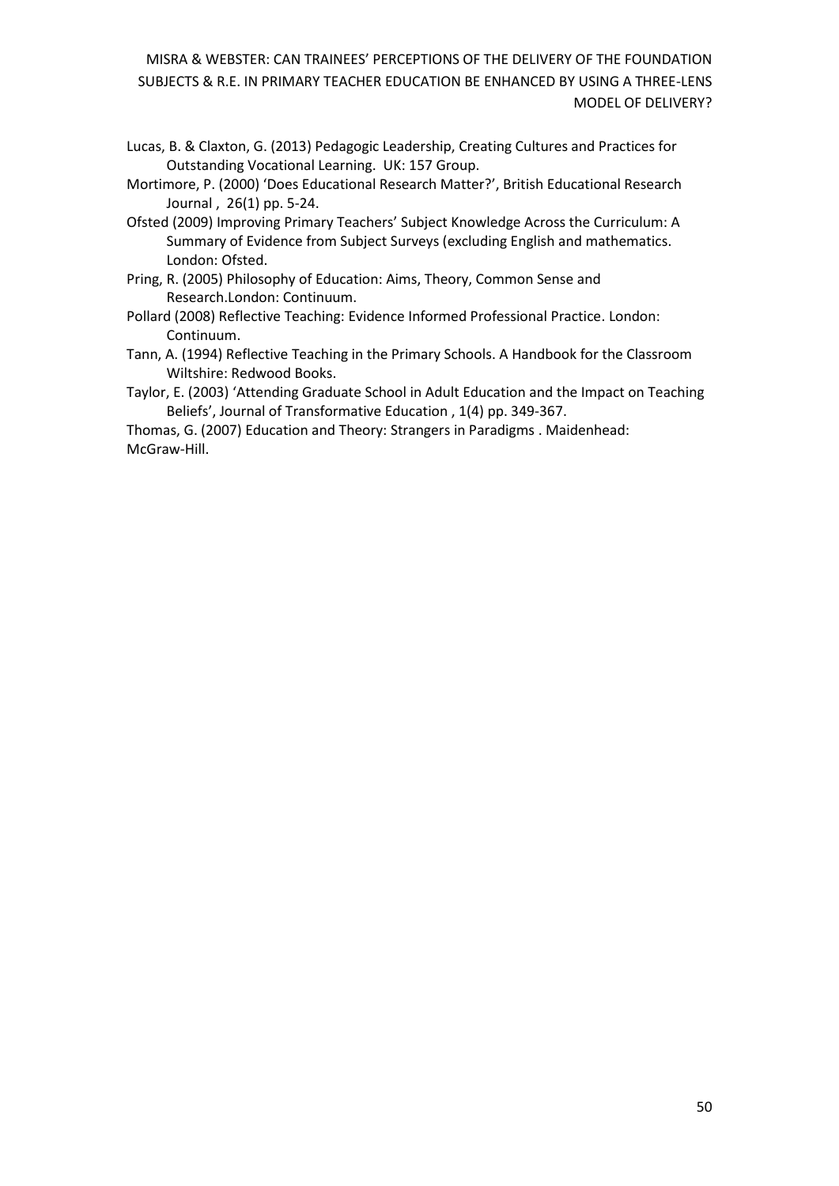Lucas, B. & Claxton, G. (2013) Pedagogic Leadership, Creating Cultures and Practices for Outstanding Vocational Learning. UK: 157 Group.

Mortimore, P. (2000) 'Does Educational Research Matter?', British Educational Research Journal , 26(1) pp. 5-24.

Ofsted (2009) Improving Primary Teachers' Subject Knowledge Across the Curriculum: A Summary of Evidence from Subject Surveys (excluding English and mathematics. London: Ofsted.

Pring, R. (2005) Philosophy of Education: Aims, Theory, Common Sense and Research.London: Continuum.

Pollard (2008) Reflective Teaching: Evidence Informed Professional Practice. London: Continuum.

Tann, A. (1994) Reflective Teaching in the Primary Schools. A Handbook for the Classroom Wiltshire: Redwood Books.

Taylor, E. (2003) 'Attending Graduate School in Adult Education and the Impact on Teaching Beliefs', Journal of Transformative Education , 1(4) pp. 349-367.

Thomas, G. (2007) Education and Theory: Strangers in Paradigms . Maidenhead: McGraw-Hill.